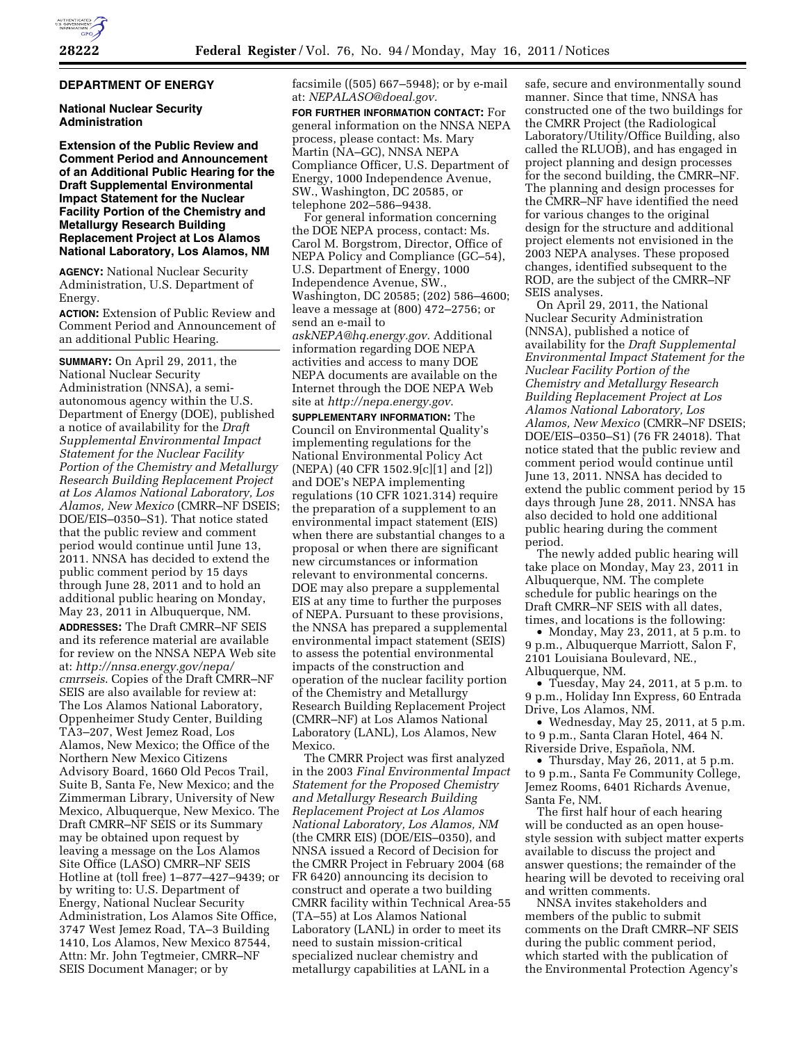**DEPARTMENT OF ENERGY**

**National Nuclear Security Administration**

**Extension of the Public Review and Comment Period and Announcement of an Additional Public Hearing for the Draft Supplemental Environmental Impact Statement for the Nuclear Facility Portion of the Chemistry and Metallurgy Research Building Replacement Project at Los Alamos National Laboratory, Los Alamos, NM**

**AGENCY:** National Nuclear Security Administration, U.S. Department of Energy.

**ACTION:** Extension of Public Review and Comment Period and Announcement of an additional Public Hearing.

**SUMMARY:** On April 29, 2011, the National Nuclear Security Administration (NNSA), a semi-autonomous agency within the U.S. Department of Energy (DOE), published a notice of availability for the *Draft Supplemental Environmental Impact Statement for the Nuclear Facility Portion of the Chemistry and Metallurgy Research Building Replacement Project at Los Alamos National Laboratory, Los Alamos, New Mexico* (CMRR–NF DSEIS; DOE/EIS–0350–S1). That notice stated that the public review and comment period would continue until June 13, 2011. NNSA has decided to extend the public comment period by 15 days through June 28, 2011 and to hold an additional public hearing on Monday, May 23, 2011 in Albuquerque, NM.

**ADDRESSES:** The Draft CMRR–NF SEIS and its reference material are available for review on the NNSA NEPA Web site at: *http://nnsa.energy.gov/nepa/cmrrseis*. Copies of the Draft CMRR–NF SEIS are also available for review at: The Los Alamos National Laboratory, Oppenheimer Study Center, Building TA3–207, West Jemez Road, Los Alamos, New Mexico; the Office of the Northern New Mexico Citizens Advisory Board, 1660 Old Pecos Trail, Suite B, Santa Fe, New Mexico; and the Zimmerman Library, University of New Mexico, Albuquerque, New Mexico. The Draft CMRR–NF SEIS or its Summary may be obtained upon request by leaving a message on the Los Alamos Site Office (LASO) CMRR–NF SEIS Hotline at (toll free) 1–877–427–9439; or by writing to: U.S. Department of Energy, National Nuclear Security Administration, Los Alamos Site Office, 3747 West Jemez Road, TA–3 Building 1410, Los Alamos, New Mexico 87544, Attn: Mr. John Tegtmeier, CMRR–NF SEIS Document Manager; or by facsimile ((505) 667–5948); or by e-mail at: *NEPALASO@doeal.gov.*

**FOR FURTHER INFORMATION CONTACT:** For general information on the NNSA NEPA process, please contact: Ms. Mary Martin (NA–GC), NNSA NEPA Compliance Officer, U.S. Department of Energy, 1000 Independence Avenue, SW., Washington, DC 20585, or telephone 202–586–9438.

For general information concerning the DOE NEPA process, contact: Ms. Carol M. Borgstrom, Director, Office of NEPA Policy and Compliance (GC–54), U.S. Department of Energy, 1000 Independence Avenue, SW., Washington, DC 20585; (202) 586–4600; leave a message at (800) 472–2756; or send an e-mail to *askNEPA@hq.energy.gov.* Additional information regarding DOE NEPA activities and access to many DOE NEPA documents are available on the Internet through the DOE NEPA Web site at *http://nepa.energy.gov.*

**SUPPLEMENTARY INFORMATION:** The Council on Environmental Quality's implementing regulations for the National Environmental Policy Act (NEPA) (40 CFR 1502.9[c][1] and [2]) and DOE's NEPA implementing regulations (10 CFR 1021.314) require the preparation of a supplement to an environmental impact statement (EIS) when there are substantial changes to a proposal or when there are significant new circumstances or information relevant to environmental concerns. DOE may also prepare a supplemental EIS at any time to further the purposes of NEPA. Pursuant to these provisions, the NNSA has prepared a supplemental environmental impact statement (SEIS) to assess the potential environmental impacts of the construction and operation of the nuclear facility portion of the Chemistry and Metallurgy Research Building Replacement Project (CMRR–NF) at Los Alamos National Laboratory (LANL), Los Alamos, New Mexico.

The CMRR Project was first analyzed in the 2003 *Final Environmental Impact Statement for the Proposed Chemistry and Metallurgy Research Building Replacement Project at Los Alamos National Laboratory, Los Alamos, NM* (the CMRR EIS) (DOE/EIS–0350), and NNSA issued a Record of Decision for the CMRR Project in February 2004 (68 FR 6420) announcing its decision to construct and operate a two building CMRR facility within Technical Area-55 (TA–55) at Los Alamos National Laboratory (LANL) in order to meet its need to sustain mission-critical specialized nuclear chemistry and metallurgy capabilities at LANL in a safe, secure and environmentally sound manner. Since that time, NNSA has constructed one of the two buildings for the CMRR Project (the Radiological Laboratory/Utility/Office Building, also called the RLUOB), and has engaged in project planning and design processes for the second building, the CMRR–NF. The planning and design processes for the CMRR–NF have identified the need for various changes to the original design for the structure and additional project elements not envisioned in the 2003 NEPA analyses. These proposed changes, identified subsequent to the ROD, are the subject of the CMRR–NF SEIS analyses.

On April 29, 2011, the National Nuclear Security Administration (NNSA), published a notice of availability for the *Draft Supplemental Environmental Impact Statement for the Nuclear Facility Portion of the Chemistry and Metallurgy Research Building Replacement Project at Los Alamos National Laboratory, Los Alamos, New Mexico* (CMRR–NF DSEIS; DOE/EIS–0350–S1) (76 FR 24018). That notice stated that the public review and comment period would continue until June 13, 2011. NNSA has decided to extend the public comment period by 15 days through June 28, 2011. NNSA has also decided to hold one additional public hearing during the comment period.

The newly added public hearing will take place on Monday, May 23, 2011 in Albuquerque, NM. The complete schedule for public hearings on the Draft CMRR–NF SEIS with all dates, times, and locations is the following:

- Monday, May 23, 2011, at 5 p.m. to 9 p.m., Albuquerque Marriott, Salon F, 2101 Louisiana Boulevard, NE., Albuquerque, NM.
- Tuesday, May 24, 2011, at 5 p.m. to 9 p.m., Holiday Inn Express, 60 Entrada Drive, Los Alamos, NM.
- Wednesday, May 25, 2011, at 5 p.m. to 9 p.m., Santa Claran Hotel, 464 N. Riverside Drive, Española, NM.
- Thursday, May 26, 2011, at 5 p.m. to 9 p.m., Santa Fe Community College, Jemez Rooms, 6401 Richards Avenue, Santa Fe, NM.

The first half hour of each hearing will be conducted as an open house-style session with subject matter experts available to discuss the project and answer questions; the remainder of the hearing will be devoted to receiving oral and written comments.

NNSA invites stakeholders and members of the public to submit comments on the Draft CMRR–NF SEIS during the public comment period, which started with the publication of the Environmental Protection Agency's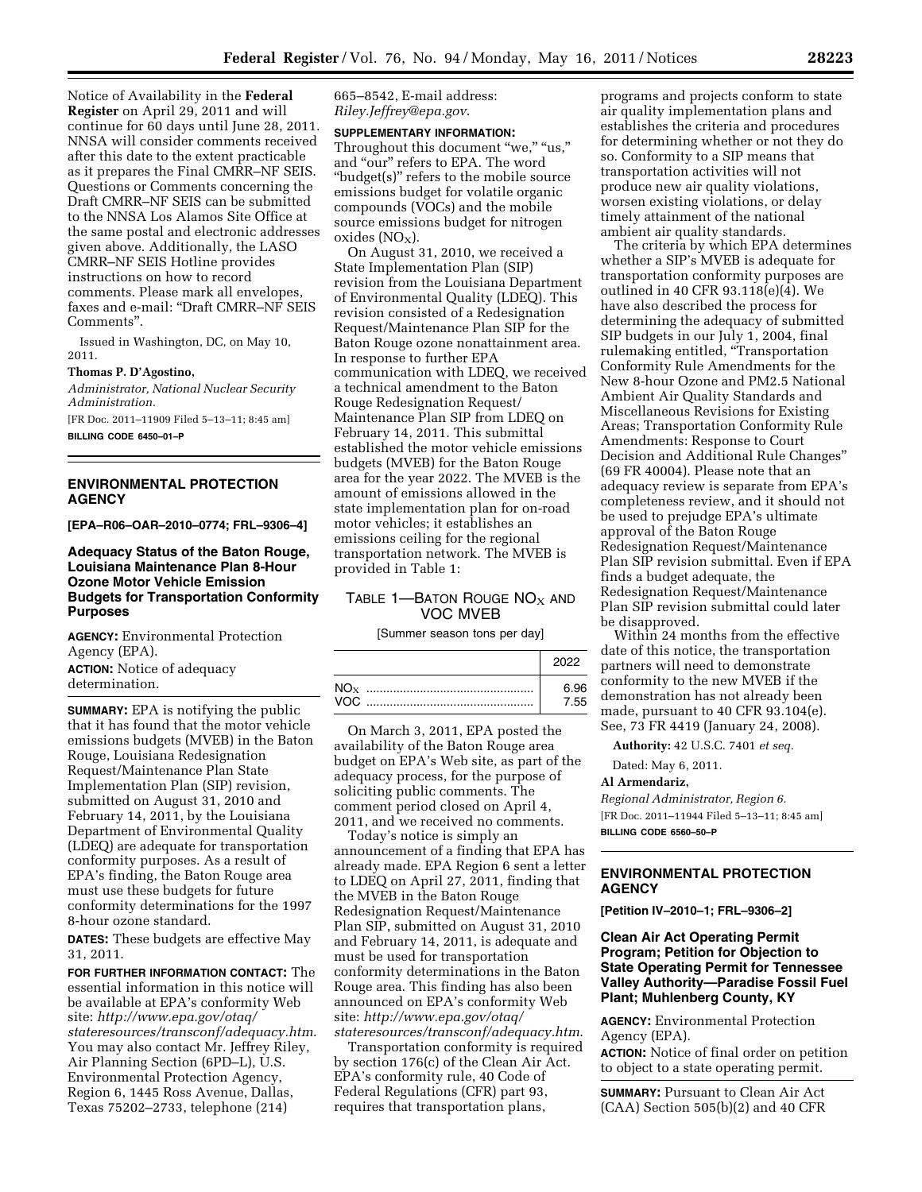Notice of Availability in the **Federal Register** on April 29, 2011 and will continue for 60 days until June 28, 2011. NNSA will consider comments received after this date to the extent practicable as it prepares the Final CMRR–NF SEIS. Questions or Comments concerning the Draft CMRR–NF SEIS can be submitted to the NNSA Los Alamos Site Office at the same postal and electronic addresses given above. Additionally, the LASO CMRR–NF SEIS Hotline provides instructions on how to record comments. Please mark all envelopes, faxes and e-mail: "Draft CMRR–NF SEIS Comments".

Issued in Washington, DC, on May 10, 2011.

**Thomas P. D'Agostino,**

*Administrator, National Nuclear Security Administration.*

[FR Doc. 2011–11909 Filed 5–13–11; 8:45 am]

**BILLING CODE 6450–01–P**

## ENVIRONMENTAL PROTECTION AGENCY

**[EPA–R06–OAR–2010–0774; FRL–9306–4]**

### Adequacy Status of the Baton Rouge, Louisiana Maintenance Plan 8-Hour Ozone Motor Vehicle Emission Budgets for Transportation Conformity Purposes

**AGENCY:** Environmental Protection Agency (EPA).

**ACTION:** Notice of adequacy determination.

**SUMMARY:** EPA is notifying the public that it has found that the motor vehicle emissions budgets (MVEB) in the Baton Rouge, Louisiana Redesignation Request/Maintenance Plan State Implementation Plan (SIP) revision, submitted on August 31, 2010 and February 14, 2011, by the Louisiana Department of Environmental Quality (LDEQ) are adequate for transportation conformity purposes. As a result of EPA's finding, the Baton Rouge area must use these budgets for future conformity determinations for the 1997 8-hour ozone standard.

**DATES:** These budgets are effective May 31, 2011.

**FOR FURTHER INFORMATION CONTACT:** The essential information in this notice will be available at EPA's conformity Web site: *http://www.epa.gov/otaq/stateresources/transconf/adequacy.htm.* You may also contact Mr. Jeffrey Riley, Air Planning Section (6PD–L), U.S. Environmental Protection Agency, Region 6, 1445 Ross Avenue, Dallas, Texas 75202–2733, telephone (214) 665–8542, E-mail address: *Riley.Jeffrey@epa.gov.*

**SUPPLEMENTARY INFORMATION:** Throughout this document "we," "us," and "our" refers to EPA. The word "budget(s)" refers to the mobile source emissions budget for volatile organic compounds (VOCs) and the mobile source emissions budget for nitrogen oxides ($NO_X$).

On August 31, 2010, we received a State Implementation Plan (SIP) revision from the Louisiana Department of Environmental Quality (LDEQ). This revision consisted of a Redesignation Request/Maintenance Plan SIP for the Baton Rouge ozone nonattainment area. In response to further EPA communication with LDEQ, we received a technical amendment to the Baton Rouge Redesignation Request/Maintenance Plan SIP from LDEQ on February 14, 2011. This submittal established the motor vehicle emissions budgets (MVEB) for the Baton Rouge area for the year 2022. The MVEB is the amount of emissions allowed in the state implementation plan for on-road motor vehicles; it establishes an emissions ceiling for the regional transportation network. The MVEB is provided in Table 1:

TABLE 1—BATON ROUGE $NO_X$ AND VOC MVEB

[Summer season tons per day]

| | 2022 |
|---|---|
| $NO_X$ | 6.96 |
| VOC | 7.55 |

On March 3, 2011, EPA posted the availability of the Baton Rouge area budget on EPA's Web site, as part of the adequacy process, for the purpose of soliciting public comments. The comment period closed on April 4, 2011, and we received no comments.

Today's notice is simply an announcement of a finding that EPA has already made. EPA Region 6 sent a letter to LDEQ on April 27, 2011, finding that the MVEB in the Baton Rouge Redesignation Request/Maintenance Plan SIP, submitted on August 31, 2010 and February 14, 2011, is adequate and must be used for transportation conformity determinations in the Baton Rouge area. This finding has also been announced on EPA's conformity Web site: *http://www.epa.gov/otaq/stateresources/transconf/adequacy.htm.*

Transportation conformity is required by section 176(c) of the Clean Air Act. EPA's conformity rule, 40 Code of Federal Regulations (CFR) part 93, requires that transportation plans, programs and projects conform to state air quality implementation plans and establishes the criteria and procedures for determining whether or not they do so. Conformity to a SIP means that transportation activities will not produce new air quality violations, worsen existing violations, or delay timely attainment of the national ambient air quality standards.

The criteria by which EPA determines whether a SIP's MVEB is adequate for transportation conformity purposes are outlined in 40 CFR 93.118(e)(4). We have also described the process for determining the adequacy of submitted SIP budgets in our July 1, 2004, final rulemaking entitled, "Transportation Conformity Rule Amendments for the New 8-hour Ozone and PM2.5 National Ambient Air Quality Standards and Miscellaneous Revisions for Existing Areas; Transportation Conformity Rule Amendments: Response to Court Decision and Additional Rule Changes" (69 FR 40004). Please note that an adequacy review is separate from EPA's completeness review, and it should not be used to prejudge EPA's ultimate approval of the Baton Rouge Redesignation Request/Maintenance Plan SIP revision submittal. Even if EPA finds a budget adequate, the Redesignation Request/Maintenance Plan SIP revision submittal could later be disapproved.

Within 24 months from the effective date of this notice, the transportation partners will need to demonstrate conformity to the new MVEB if the demonstration has not already been made, pursuant to 40 CFR 93.104(e). See, 73 FR 4419 (January 24, 2008).

**Authority:** 42 U.S.C. 7401 *et seq.*

Dated: May 6, 2011.

**Al Armendariz,**

*Regional Administrator, Region 6.*

[FR Doc. 2011–11944 Filed 5–13–11; 8:45 am]

**BILLING CODE 6560–50–P**

## ENVIRONMENTAL PROTECTION AGENCY

**[Petition IV–2010–1; FRL–9306–2]**

### Clean Air Act Operating Permit Program; Petition for Objection to State Operating Permit for Tennessee Valley Authority—Paradise Fossil Fuel Plant; Muhlenberg County, KY

**AGENCY:** Environmental Protection Agency (EPA).

**ACTION:** Notice of final order on petition to object to a state operating permit.

**SUMMARY:** Pursuant to Clean Air Act (CAA) Section 505(b)(2) and 40 CFR